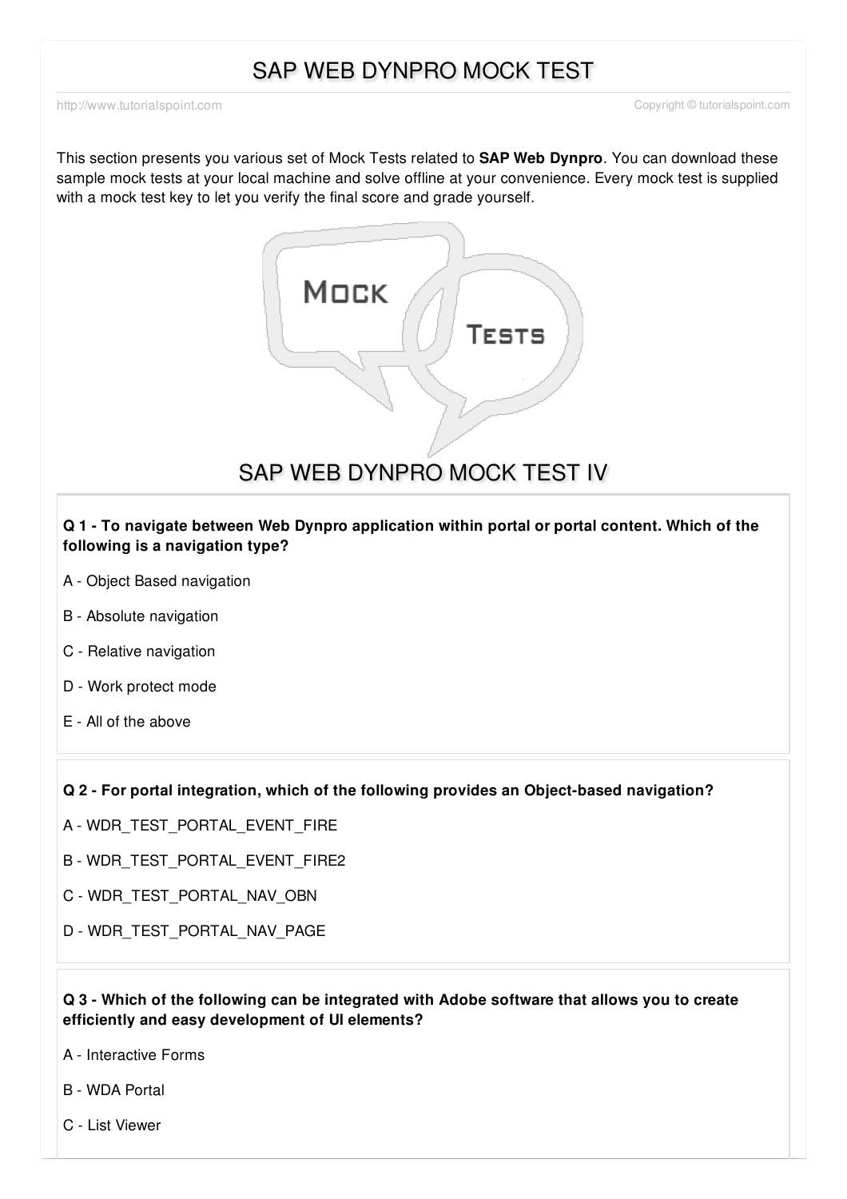# SAP WEB DYNPRO MOCK TEST

http://www.tutorialspoint.com Copyright © tutorialspoint.com

This section presents you various set of Mock Tests related to **SAP Web Dynpro**. You can download these sample mock tests at your local machine and solve offline at your convenience. Every mock test is supplied with a mock test key to let you verify the final score and grade yourself.

## SAP WEB DYNPRO MOCK TEST IV

**Q 1 - To navigate between Web Dynpro application within portal or portal content. Which of the following is a navigation type?**

A - Object Based navigation

B - Absolute navigation

C - Relative navigation

D - Work protect mode

E - All of the above

**Q 2 - For portal integration, which of the following provides an Object-based navigation?**

A - WDR_TEST_PORTAL_EVENT_FIRE

B - WDR_TEST_PORTAL_EVENT_FIRE2

C - WDR_TEST_PORTAL_NAV_OBN

D - WDR_TEST_PORTAL_NAV_PAGE

**Q 3 - Which of the following can be integrated with Adobe software that allows you to create efficiently and easy development of UI elements?**

A - Interactive Forms

B - WDA Portal

C - List Viewer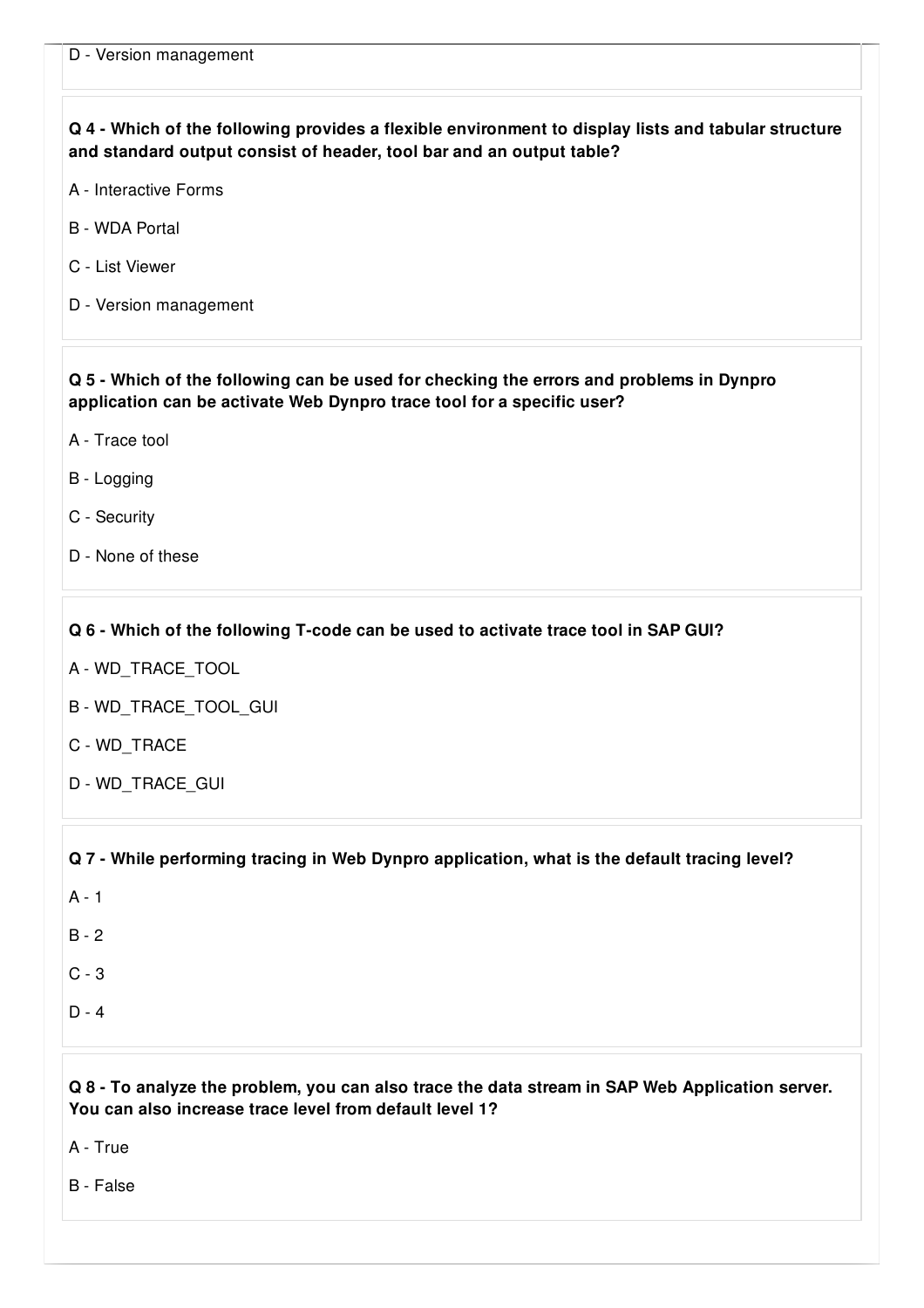D - Version management

**Q 4 - Which of the following provides a flexible environment to display lists and tabular structure and standard output consist of header, tool bar and an output table?**

A - Interactive Forms

B - WDA Portal

C - List Viewer

D - Version management

**Q 5 - Which of the following can be used for checking the errors and problems in Dynpro application can be activate Web Dynpro trace tool for a specific user?**

A - Trace tool

B - Logging

C - Security

D - None of these

**Q 6 - Which of the following T-code can be used to activate trace tool in SAP GUI?**

A - WD_TRACE_TOOL

B - WD_TRACE_TOOL_GUI

C - WD_TRACE

D - WD_TRACE_GUI

**Q 7 - While performing tracing in Web Dynpro application, what is the default tracing level?**

A - 1

B - 2

C - 3

D - 4

**Q 8 - To analyze the problem, you can also trace the data stream in SAP Web Application server. You can also increase trace level from default level 1?**

A - True

B - False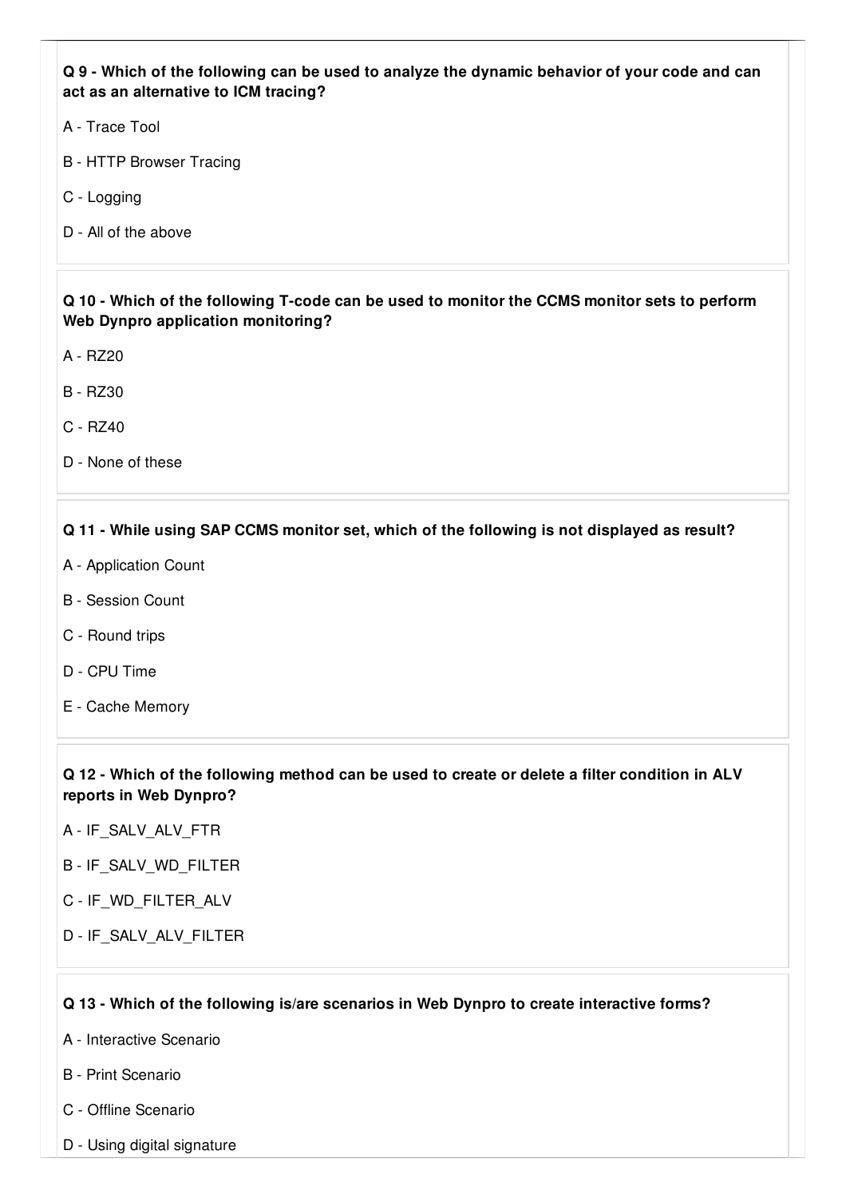**Q 9 - Which of the following can be used to analyze the dynamic behavior of your code and can act as an alternative to ICM tracing?**

A - Trace Tool

B - HTTP Browser Tracing

C - Logging

D - All of the above

**Q 10 - Which of the following T-code can be used to monitor the CCMS monitor sets to perform Web Dynpro application monitoring?**

A - RZ20

B - RZ30

C - RZ40

D - None of these

**Q 11 - While using SAP CCMS monitor set, which of the following is not displayed as result?**

A - Application Count

B - Session Count

C - Round trips

D - CPU Time

E - Cache Memory

**Q 12 - Which of the following method can be used to create or delete a filter condition in ALV reports in Web Dynpro?**

A - IF_SALV_ALV_FTR

B - IF_SALV_WD_FILTER

C - IF_WD_FILTER_ALV

D - IF_SALV_ALV_FILTER

**Q 13 - Which of the following is/are scenarios in Web Dynpro to create interactive forms?**

A - Interactive Scenario

B - Print Scenario

C - Offline Scenario

D - Using digital signature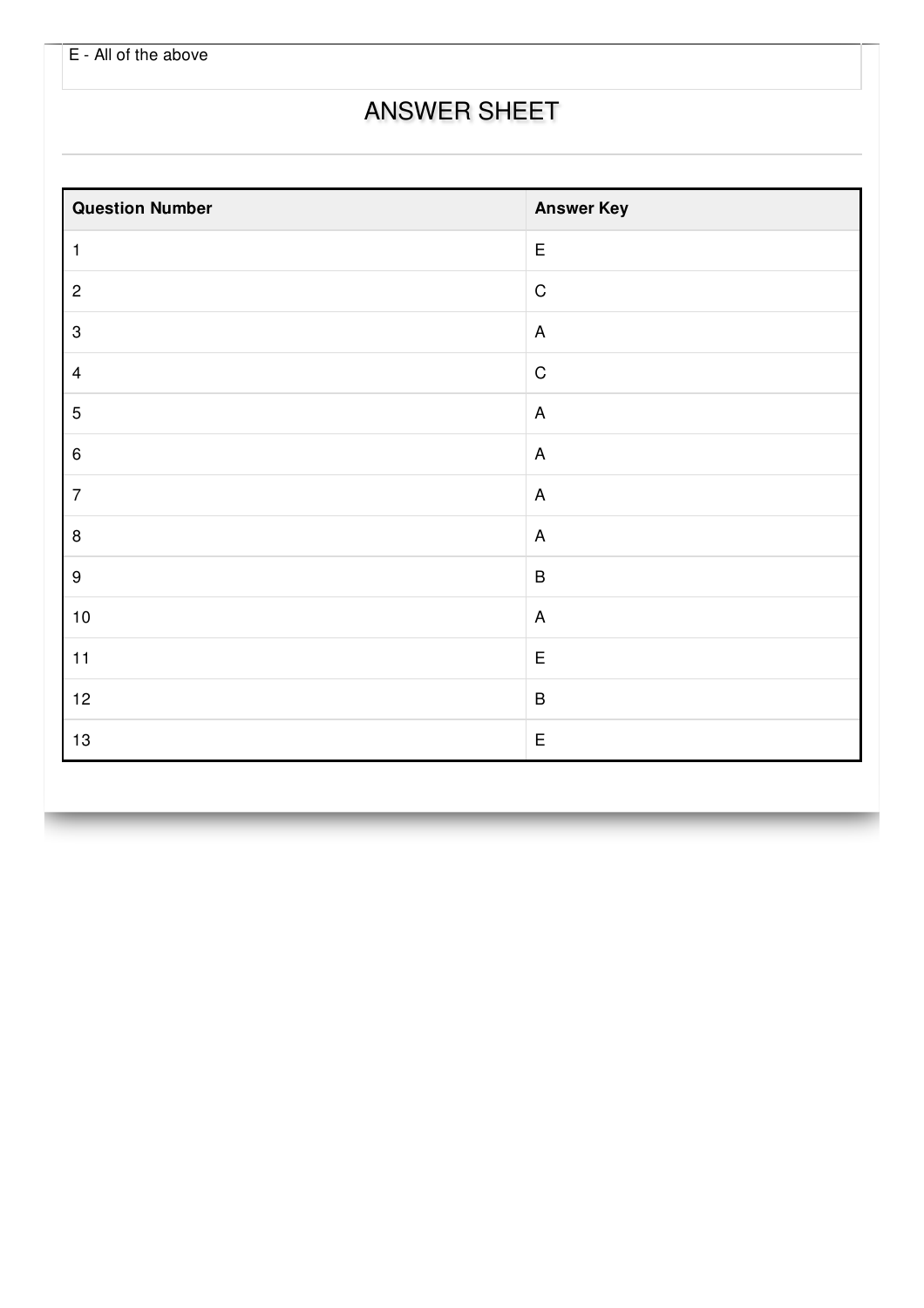E - All of the above

## ANSWER SHEET

| Question Number | Answer Key |
| --- | --- |
| 1 | E |
| 2 | C |
| 3 | A |
| 4 | C |
| 5 | A |
| 6 | A |
| 7 | A |
| 8 | A |
| 9 | B |
| 10 | A |
| 11 | E |
| 12 | B |
| 13 | E |